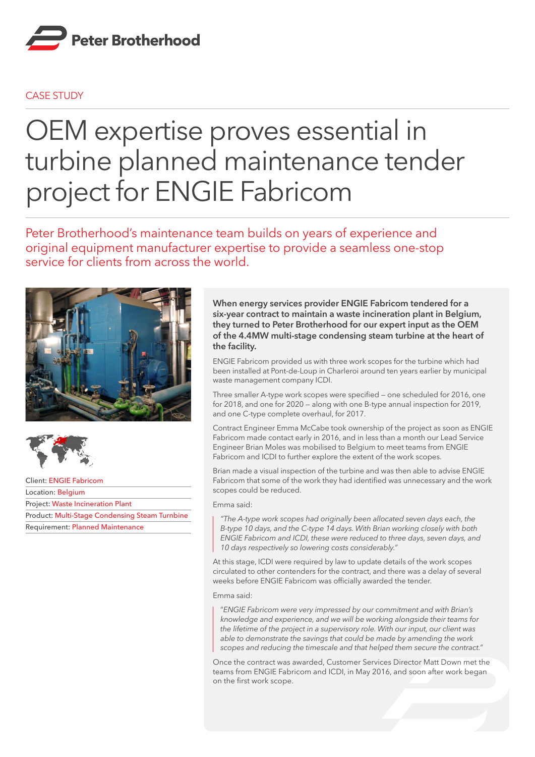Peter Brotherhood

CASE STUDY

# OEM expertise proves essential in turbine planned maintenance tender project for ENGIE Fabricom

Peter Brotherhood's maintenance team builds on years of experience and original equipment manufacturer expertise to provide a seamless one-stop service for clients from across the world.

Client: ENGIE Fabricom

Location: Belgium

Project: Waste Incineration Plant

Product: Multi-Stage Condensing Steam Turnbine

Requirement: Planned Maintenance

**When energy services provider ENGIE Fabricom tendered for a six-year contract to maintain a waste incineration plant in Belgium, they turned to Peter Brotherhood for our expert input as the OEM of the 4.4MW multi-stage condensing steam turbine at the heart of the facility.**

ENGIE Fabricom provided us with three work scopes for the turbine which had been installed at Pont-de-Loup in Charleroi around ten years earlier by municipal waste management company ICDI.

Three smaller A-type work scopes were specified – one scheduled for 2016, one for 2018, and one for 2020 – along with one B-type annual inspection for 2019, and one C-type complete overhaul, for 2017.

Contract Engineer Emma McCabe took ownership of the project as soon as ENGIE Fabricom made contact early in 2016, and in less than a month our Lead Service Engineer Brian Moles was mobilised to Belgium to meet teams from ENGIE Fabricom and ICDI to further explore the extent of the work scopes.

Brian made a visual inspection of the turbine and was then able to advise ENGIE Fabricom that some of the work they had identified was unnecessary and the work scopes could be reduced.

Emma said:

> *"The A-type work scopes had originally been allocated seven days each, the B-type 10 days, and the C-type 14 days. With Brian working closely with both ENGIE Fabricom and ICDI, these were reduced to three days, seven days, and 10 days respectively so lowering costs considerably."*

At this stage, ICDI were required by law to update details of the work scopes circulated to other contenders for the contract, and there was a delay of several weeks before ENGIE Fabricom was officially awarded the tender.

Emma said:

> *"ENGIE Fabricom were very impressed by our commitment and with Brian's knowledge and experience, and we will be working alongside their teams for the lifetime of the project in a supervisory role. With our input, our client was able to demonstrate the savings that could be made by amending the work scopes and reducing the timescale and that helped them secure the contract."*

Once the contract was awarded, Customer Services Director Matt Down met the teams from ENGIE Fabricom and ICDI, in May 2016, and soon after work began on the first work scope.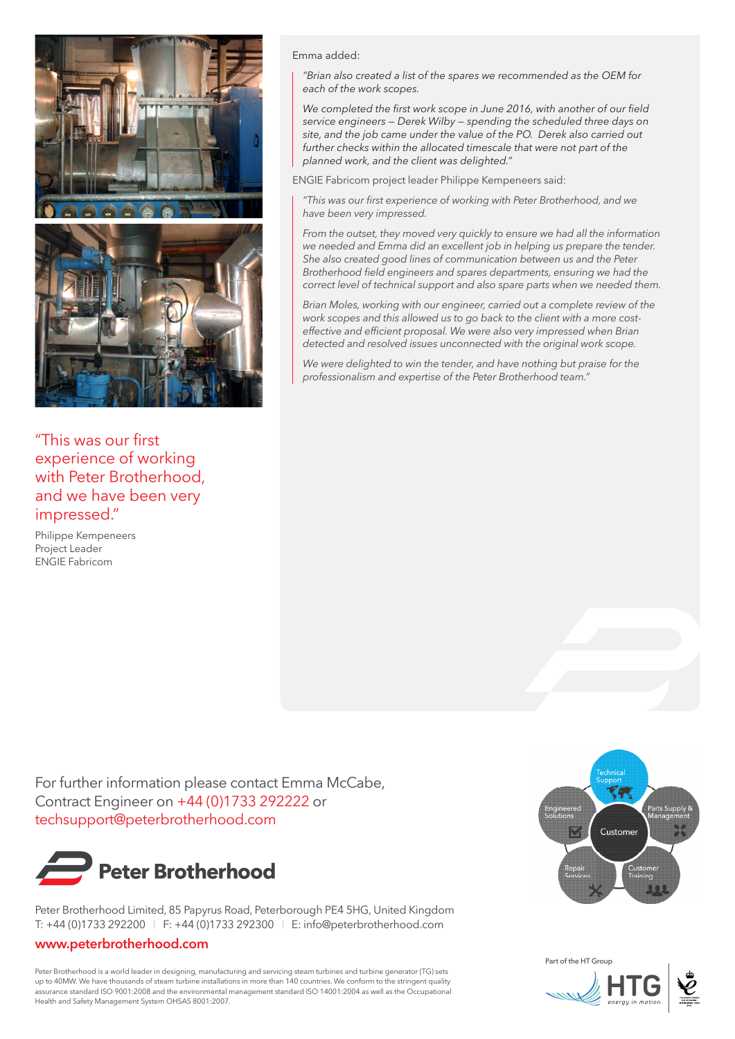Emma added:

*"Brian also created a list of the spares we recommended as the OEM for each of the work scopes.*

*We completed the first work scope in June 2016, with another of our field service engineers – Derek Wilby – spending the scheduled three days on site, and the job came under the value of the PO. Derek also carried out further checks within the allocated timescale that were not part of the planned work, and the client was delighted."*

ENGIE Fabricom project leader Philippe Kempeneers said:

*"This was our first experience of working with Peter Brotherhood, and we have been very impressed.*

*From the outset, they moved very quickly to ensure we had all the information we needed and Emma did an excellent job in helping us prepare the tender. She also created good lines of communication between us and the Peter Brotherhood field engineers and spares departments, ensuring we had the correct level of technical support and also spare parts when we needed them.*

*Brian Moles, working with our engineer, carried out a complete review of the work scopes and this allowed us to go back to the client with a more cost-effective and efficient proposal. We were also very impressed when Brian detected and resolved issues unconnected with the original work scope.*

*We were delighted to win the tender, and have nothing but praise for the professionalism and expertise of the Peter Brotherhood team."*

"This was our first experience of working with Peter Brotherhood, and we have been very impressed."

Philippe Kempeneers
Project Leader
ENGIE Fabricom

For further information please contact Emma McCabe, Contract Engineer on +44 (0)1733 292222 or techsupport@peterbrotherhood.com

Peter Brotherhood

Technical Support
Parts Supply & Management
Customer Training
Repair Services
Engineered Solutions
Customer

Peter Brotherhood Limited, 85 Papyrus Road, Peterborough PE4 5HG, United Kingdom
T: +44 (0)1733 292200 | F: +44 (0)1733 292300 | E: info@peterbrotherhood.com

**www.peterbrotherhood.com**

Peter Brotherhood is a world leader in designing, manufacturing and servicing steam turbines and turbine generator (TG) sets up to 40MW. We have thousands of steam turbine installations in more than 140 countries. We conform to the stringent quality assurance standard ISO 9001:2008 and the environmental management standard ISO 14001:2004 as well as the Occupational Health and Safety Management System OHSAS 8001:2007.

Part of the HT Group

HTG energy in motion